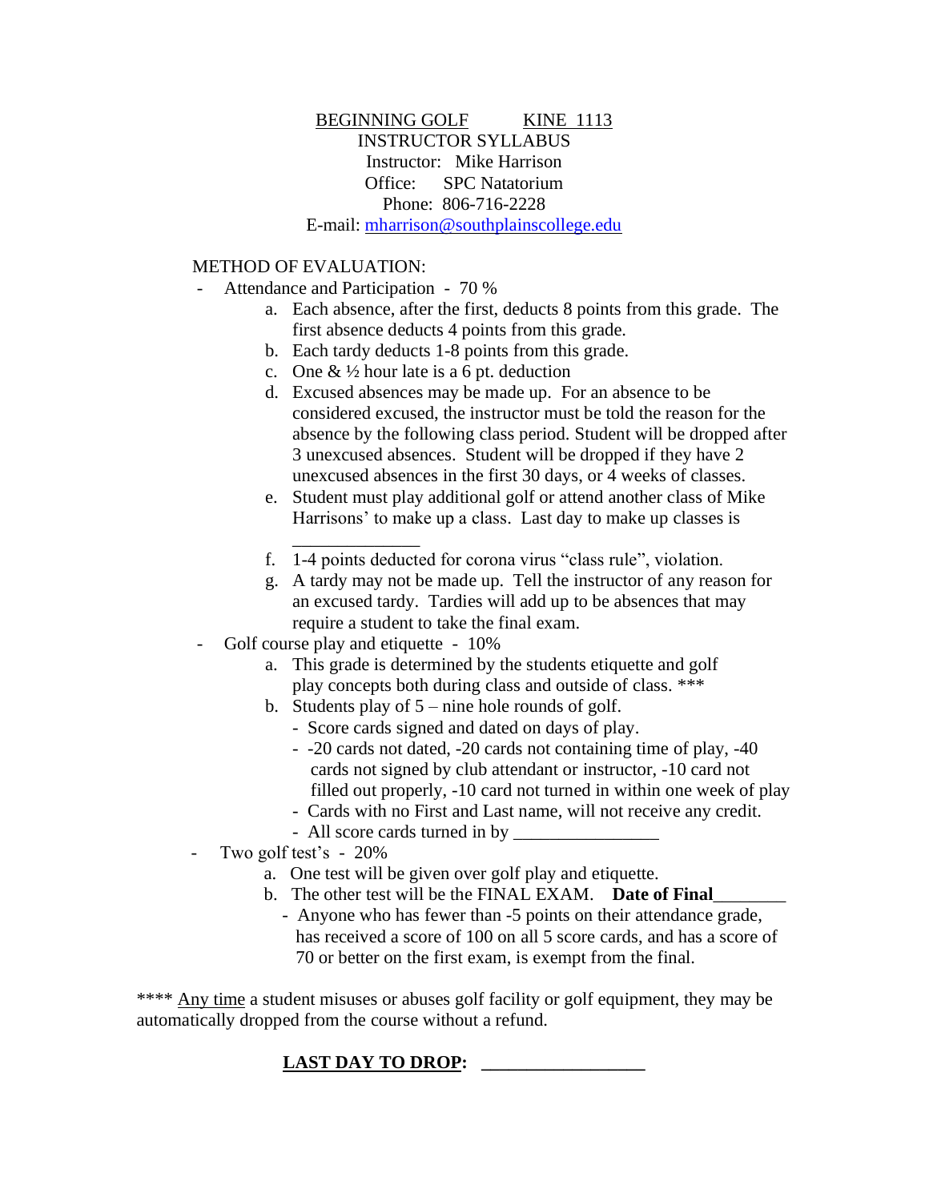BEGINNING GOLF KINE 1113

INSTRUCTOR SYLLABUS

Instructor: Mike Harrison

Office: SPC Natatorium

Phone: 806-716-2228

E-mail: mharrison@southplainscollege.edu

METHOD OF EVALUATION:

- Attendance and Participation - 70 %
    a. Each absence, after the first, deducts 8 points from this grade. The first absence deducts 4 points from this grade.
    b. Each tardy deducts 1-8 points from this grade.
    c. One & ½ hour late is a 6 pt. deduction
    d. Excused absences may be made up. For an absence to be considered excused, the instructor must be told the reason for the absence by the following class period. Student will be dropped after 3 unexcused absences. Student will be dropped if they have 2 unexcused absences in the first 30 days, or 4 weeks of classes.
    e. Student must play additional golf or attend another class of Mike Harrisons' to make up a class. Last day to make up classes is ______________
    f. 1-4 points deducted for corona virus "class rule", violation.
    g. A tardy may not be made up. Tell the instructor of any reason for an excused tardy. Tardies will add up to be absences that may require a student to take the final exam.
- Golf course play and etiquette - 10%
    a. This grade is determined by the students etiquette and golf play concepts both during class and outside of class. ***
    b. Students play of 5 – nine hole rounds of golf.
        - Score cards signed and dated on days of play.
        - -20 cards not dated, -20 cards not containing time of play, -40 cards not signed by club attendant or instructor, -10 card not filled out properly, -10 card not turned in within one week of play
        - Cards with no First and Last name, will not receive any credit.
        - All score cards turned in by ________________
- Two golf test's - 20%
    a. One test will be given over golf play and etiquette.
    b. The other test will be the FINAL EXAM. **Date of Final**________
        - Anyone who has fewer than -5 points on their attendance grade, has received a score of 100 on all 5 score cards, and has a score of 70 or better on the first exam, is exempt from the final.

**** Any time a student misuses or abuses golf facility or golf equipment, they may be automatically dropped from the course without a refund.

**LAST DAY TO DROP: _________________**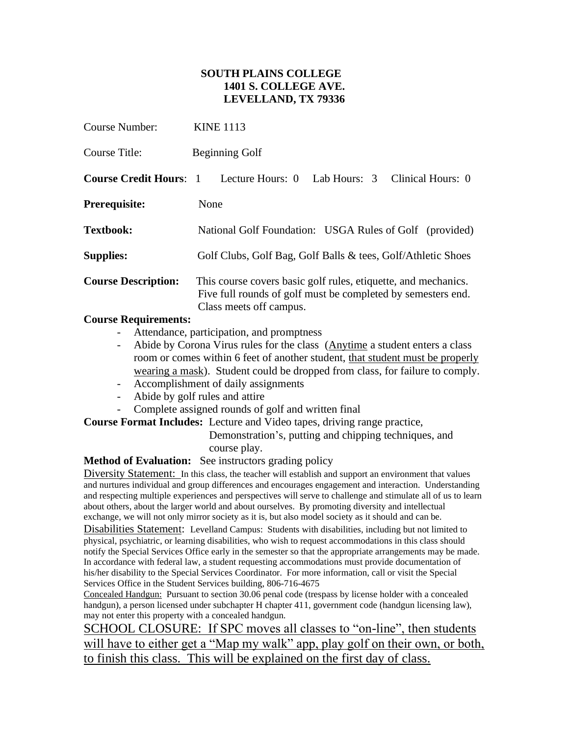**SOUTH PLAINS COLLEGE**
**1401 S. COLLEGE AVE.**
**LEVELLAND, TX 79336**

Course Number: KINE 1113

Course Title: Beginning Golf

**Course Credit Hours**: 1 Lecture Hours: 0 Lab Hours: 3 Clinical Hours: 0

**Prerequisite:** None

**Textbook:** National Golf Foundation: USGA Rules of Golf (provided)

**Supplies:** Golf Clubs, Golf Bag, Golf Balls & tees, Golf/Athletic Shoes

**Course Description:** This course covers basic golf rules, etiquette, and mechanics. Five full rounds of golf must be completed by semesters end. Class meets off campus.

**Course Requirements:**

- Attendance, participation, and promptness
- Abide by Corona Virus rules for the class (Anytime a student enters a class room or comes within 6 feet of another student, that student must be properly wearing a mask). Student could be dropped from class, for failure to comply.
- Accomplishment of daily assignments
- Abide by golf rules and attire
- Complete assigned rounds of golf and written final

**Course Format Includes:** Lecture and Video tapes, driving range practice, Demonstration's, putting and chipping techniques, and course play.

**Method of Evaluation:** See instructors grading policy

Diversity Statement: In this class, the teacher will establish and support an environment that values and nurtures individual and group differences and encourages engagement and interaction. Understanding and respecting multiple experiences and perspectives will serve to challenge and stimulate all of us to learn about others, about the larger world and about ourselves. By promoting diversity and intellectual exchange, we will not only mirror society as it is, but also model society as it should and can be.

Disabilities Statement: Levelland Campus: Students with disabilities, including but not limited to physical, psychiatric, or learning disabilities, who wish to request accommodations in this class should notify the Special Services Office early in the semester so that the appropriate arrangements may be made. In accordance with federal law, a student requesting accommodations must provide documentation of his/her disability to the Special Services Coordinator. For more information, call or visit the Special Services Office in the Student Services building, 806-716-4675

Concealed Handgun: Pursuant to section 30.06 penal code (trespass by license holder with a concealed handgun), a person licensed under subchapter H chapter 411, government code (handgun licensing law), may not enter this property with a concealed handgun.

SCHOOL CLOSURE: If SPC moves all classes to "on-line", then students will have to either get a "Map my walk" app, play golf on their own, or both, to finish this class. This will be explained on the first day of class.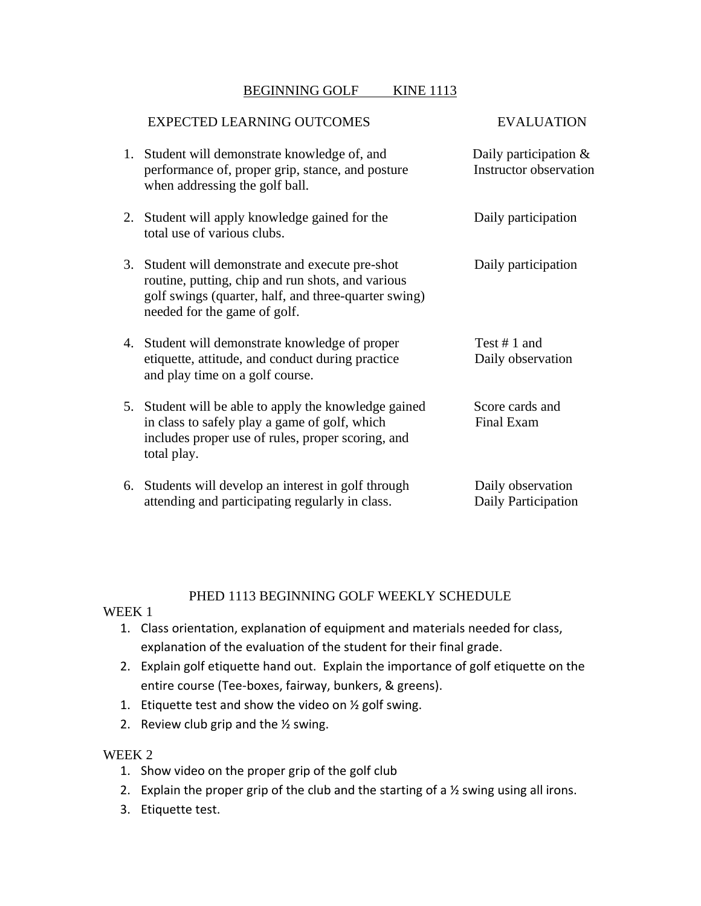# BEGINNING GOLF KINE 1113

| EXPECTED LEARNING OUTCOMES | EVALUATION |
| --- | --- |
| 1. Student will demonstrate knowledge of, and performance of, proper grip, stance, and posture when addressing the golf ball. | Daily participation & Instructor observation |
| 2. Student will apply knowledge gained for the total use of various clubs. | Daily participation |
| 3. Student will demonstrate and execute pre-shot routine, putting, chip and run shots, and various golf swings (quarter, half, and three-quarter swing) needed for the game of golf. | Daily participation |
| 4. Student will demonstrate knowledge of proper etiquette, attitude, and conduct during practice and play time on a golf course. | Test # 1 and Daily observation |
| 5. Student will be able to apply the knowledge gained in class to safely play a game of golf, which includes proper use of rules, proper scoring, and total play. | Score cards and Final Exam |
| 6. Students will develop an interest in golf through attending and participating regularly in class. | Daily observation Daily Participation |

## PHED 1113 BEGINNING GOLF WEEKLY SCHEDULE

WEEK 1

1. Class orientation, explanation of equipment and materials needed for class, explanation of the evaluation of the student for their final grade.
2. Explain golf etiquette hand out. Explain the importance of golf etiquette on the entire course (Tee-boxes, fairway, bunkers, & greens).

1. Etiquette test and show the video on ½ golf swing.
2. Review club grip and the ½ swing.

WEEK 2

1. Show video on the proper grip of the golf club
2. Explain the proper grip of the club and the starting of a ½ swing using all irons.
3. Etiquette test.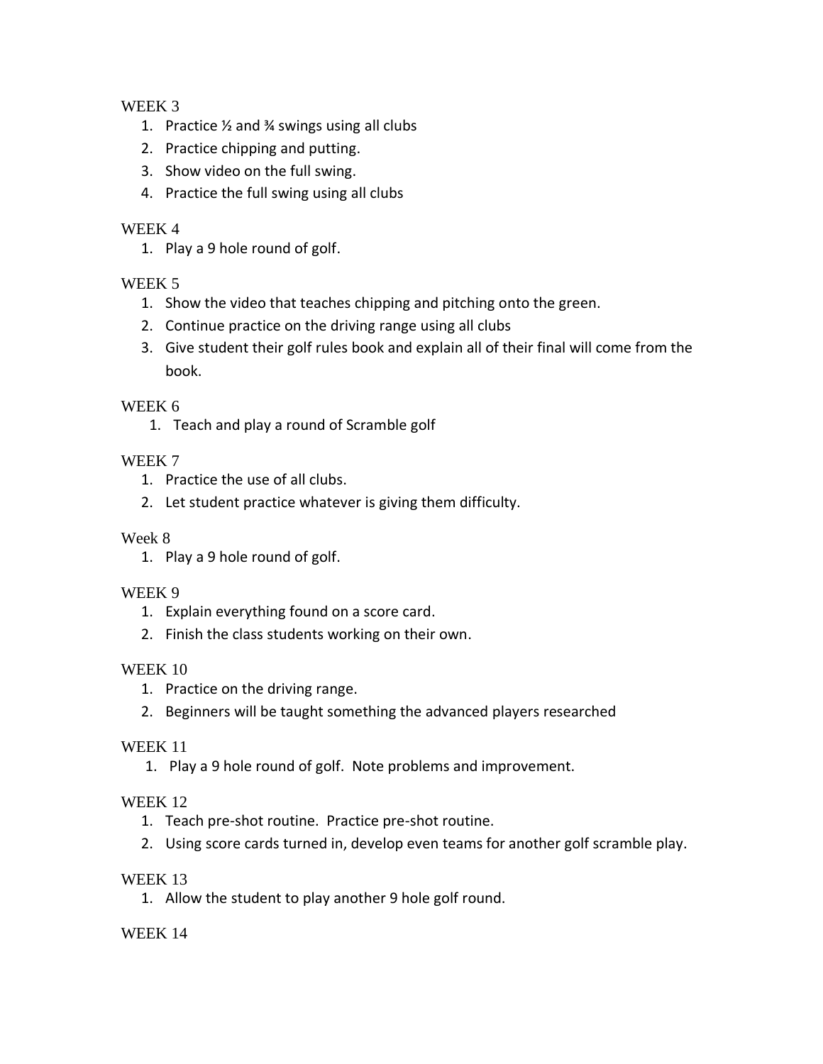WEEK 3

1. Practice ½ and ¾ swings using all clubs
2. Practice chipping and putting.
3. Show video on the full swing.
4. Practice the full swing using all clubs

WEEK 4

1. Play a 9 hole round of golf.

WEEK 5

1. Show the video that teaches chipping and pitching onto the green.
2. Continue practice on the driving range using all clubs
3. Give student their golf rules book and explain all of their final will come from the book.

WEEK 6

1. Teach and play a round of Scramble golf

WEEK 7

1. Practice the use of all clubs.
2. Let student practice whatever is giving them difficulty.

Week 8

1. Play a 9 hole round of golf.

WEEK 9

1. Explain everything found on a score card.
2. Finish the class students working on their own.

WEEK 10

1. Practice on the driving range.
2. Beginners will be taught something the advanced players researched

WEEK 11

1. Play a 9 hole round of golf. Note problems and improvement.

WEEK 12

1. Teach pre-shot routine. Practice pre-shot routine.
2. Using score cards turned in, develop even teams for another golf scramble play.

WEEK 13

1. Allow the student to play another 9 hole golf round.

WEEK 14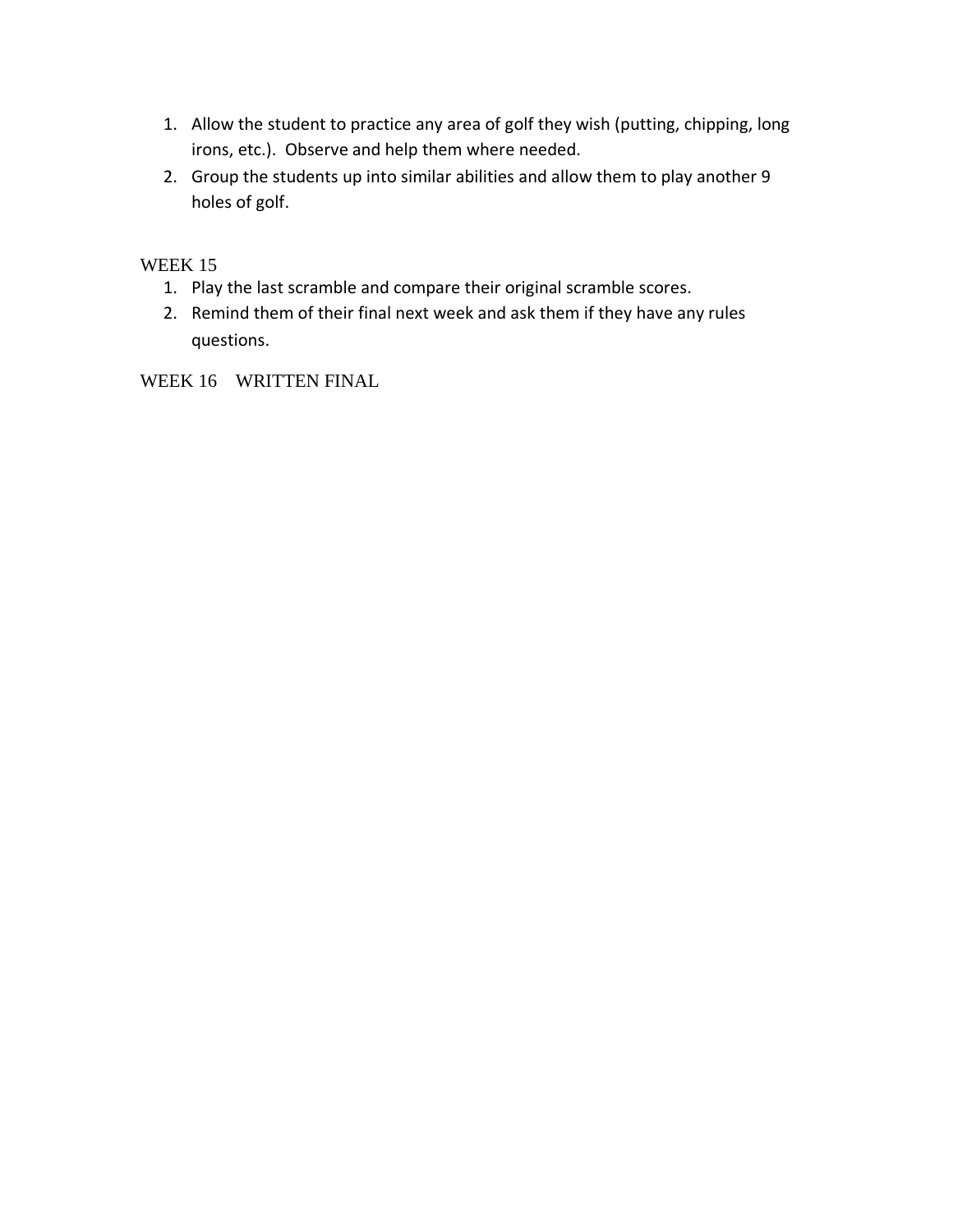1. Allow the student to practice any area of golf they wish (putting, chipping, long irons, etc.). Observe and help them where needed.
2. Group the students up into similar abilities and allow them to play another 9 holes of golf.

WEEK 15

1. Play the last scramble and compare their original scramble scores.
2. Remind them of their final next week and ask them if they have any rules questions.

WEEK 16 WRITTEN FINAL